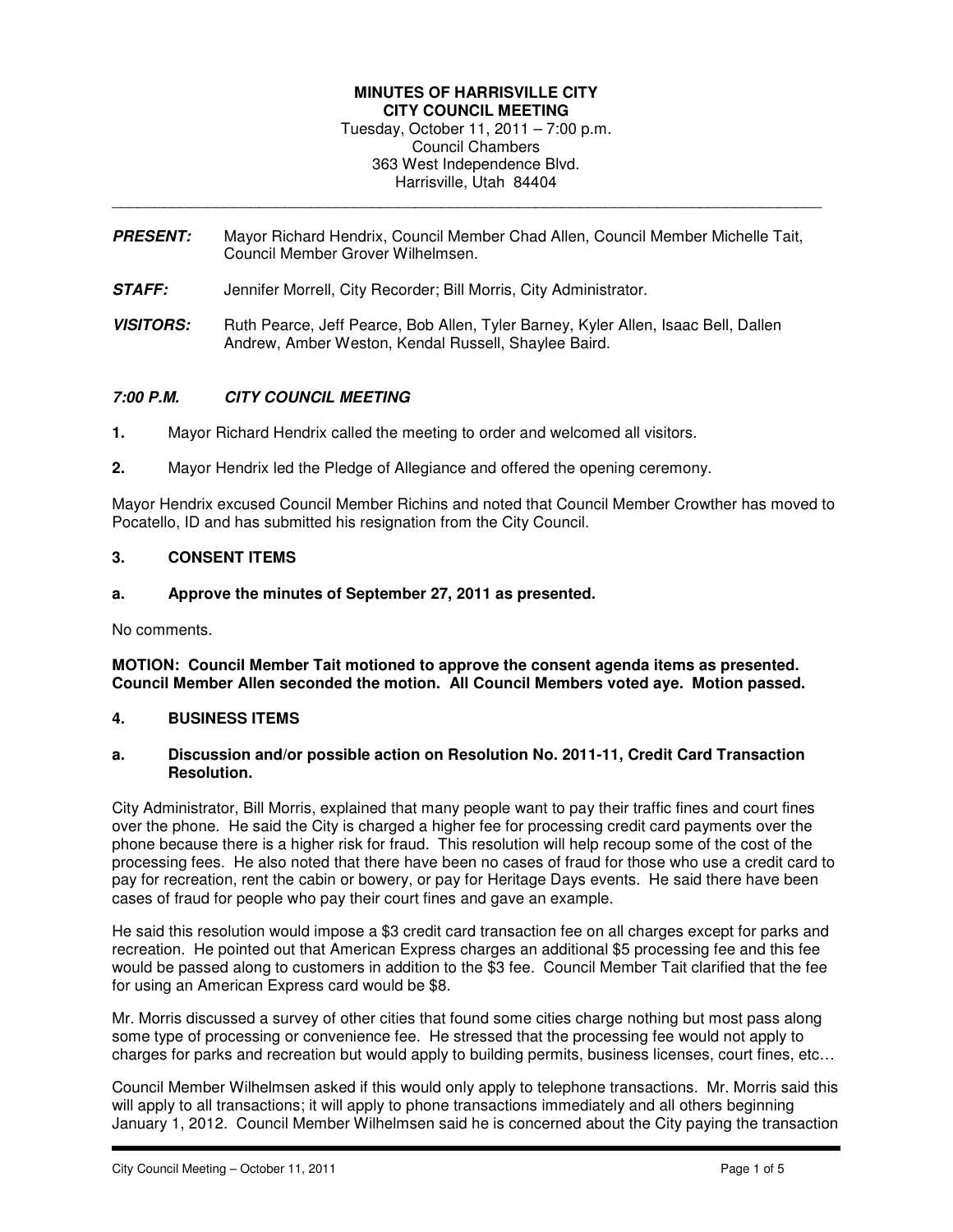**MINUTES OF HARRISVILLE CITY**
**CITY COUNCIL MEETING**
Tuesday, October 11, 2011 – 7:00 p.m.
Council Chambers
363 West Independence Blvd.
Harrisville, Utah 84404

---

***PRESENT:*** Mayor Richard Hendrix, Council Member Chad Allen, Council Member Michelle Tait, Council Member Grover Wilhelmsen.

***STAFF:*** Jennifer Morrell, City Recorder; Bill Morris, City Administrator.

***VISITORS:*** Ruth Pearce, Jeff Pearce, Bob Allen, Tyler Barney, Kyler Allen, Isaac Bell, Dallen Andrew, Amber Weston, Kendal Russell, Shaylee Baird.

***7:00 P.M. CITY COUNCIL MEETING***

**1.** Mayor Richard Hendrix called the meeting to order and welcomed all visitors.

**2.** Mayor Hendrix led the Pledge of Allegiance and offered the opening ceremony.

Mayor Hendrix excused Council Member Richins and noted that Council Member Crowther has moved to Pocatello, ID and has submitted his resignation from the City Council.

**3. CONSENT ITEMS**

**a. Approve the minutes of September 27, 2011 as presented.**

No comments.

**MOTION: Council Member Tait motioned to approve the consent agenda items as presented. Council Member Allen seconded the motion. All Council Members voted aye. Motion passed.**

**4. BUSINESS ITEMS**

**a. Discussion and/or possible action on Resolution No. 2011-11, Credit Card Transaction Resolution.**

City Administrator, Bill Morris, explained that many people want to pay their traffic fines and court fines over the phone. He said the City is charged a higher fee for processing credit card payments over the phone because there is a higher risk for fraud. This resolution will help recoup some of the cost of the processing fees. He also noted that there have been no cases of fraud for those who use a credit card to pay for recreation, rent the cabin or bowery, or pay for Heritage Days events. He said there have been cases of fraud for people who pay their court fines and gave an example.

He said this resolution would impose a $3 credit card transaction fee on all charges except for parks and recreation. He pointed out that American Express charges an additional $5 processing fee and this fee would be passed along to customers in addition to the $3 fee. Council Member Tait clarified that the fee for using an American Express card would be $8.

Mr. Morris discussed a survey of other cities that found some cities charge nothing but most pass along some type of processing or convenience fee. He stressed that the processing fee would not apply to charges for parks and recreation but would apply to building permits, business licenses, court fines, etc…

Council Member Wilhelmsen asked if this would only apply to telephone transactions. Mr. Morris said this will apply to all transactions; it will apply to phone transactions immediately and all others beginning January 1, 2012. Council Member Wilhelmsen said he is concerned about the City paying the transaction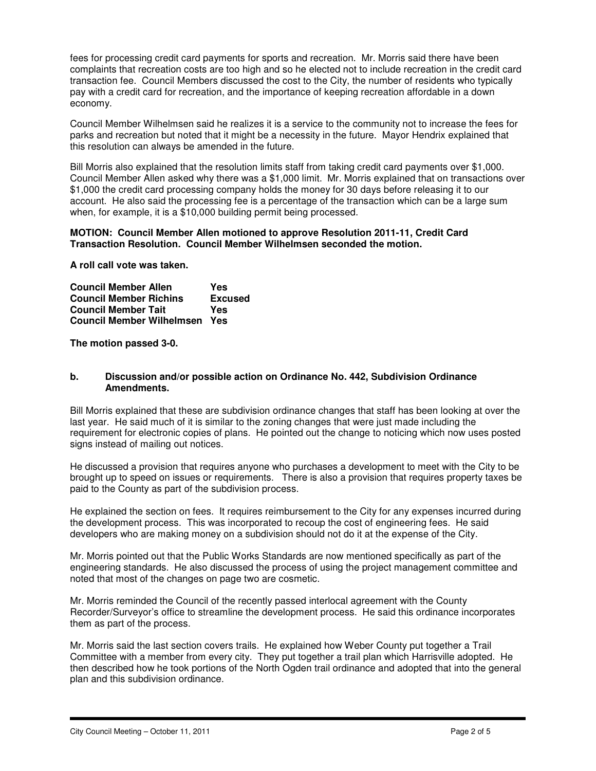fees for processing credit card payments for sports and recreation. Mr. Morris said there have been complaints that recreation costs are too high and so he elected not to include recreation in the credit card transaction fee. Council Members discussed the cost to the City, the number of residents who typically pay with a credit card for recreation, and the importance of keeping recreation affordable in a down economy.

Council Member Wilhelmsen said he realizes it is a service to the community not to increase the fees for parks and recreation but noted that it might be a necessity in the future. Mayor Hendrix explained that this resolution can always be amended in the future.

Bill Morris also explained that the resolution limits staff from taking credit card payments over $1,000. Council Member Allen asked why there was a $1,000 limit. Mr. Morris explained that on transactions over $1,000 the credit card processing company holds the money for 30 days before releasing it to our account. He also said the processing fee is a percentage of the transaction which can be a large sum when, for example, it is a $10,000 building permit being processed.

**MOTION: Council Member Allen motioned to approve Resolution 2011-11, Credit Card Transaction Resolution. Council Member Wilhelmsen seconded the motion.**

**A roll call vote was taken.**

**Council Member Allen Yes**
**Council Member Richins Excused**
**Council Member Tait Yes**
**Council Member Wilhelmsen Yes**

**The motion passed 3-0.**

**b. Discussion and/or possible action on Ordinance No. 442, Subdivision Ordinance Amendments.**

Bill Morris explained that these are subdivision ordinance changes that staff has been looking at over the last year. He said much of it is similar to the zoning changes that were just made including the requirement for electronic copies of plans. He pointed out the change to noticing which now uses posted signs instead of mailing out notices.

He discussed a provision that requires anyone who purchases a development to meet with the City to be brought up to speed on issues or requirements. There is also a provision that requires property taxes be paid to the County as part of the subdivision process.

He explained the section on fees. It requires reimbursement to the City for any expenses incurred during the development process. This was incorporated to recoup the cost of engineering fees. He said developers who are making money on a subdivision should not do it at the expense of the City.

Mr. Morris pointed out that the Public Works Standards are now mentioned specifically as part of the engineering standards. He also discussed the process of using the project management committee and noted that most of the changes on page two are cosmetic.

Mr. Morris reminded the Council of the recently passed interlocal agreement with the County Recorder/Surveyor's office to streamline the development process. He said this ordinance incorporates them as part of the process.

Mr. Morris said the last section covers trails. He explained how Weber County put together a Trail Committee with a member from every city. They put together a trail plan which Harrisville adopted. He then described how he took portions of the North Ogden trail ordinance and adopted that into the general plan and this subdivision ordinance.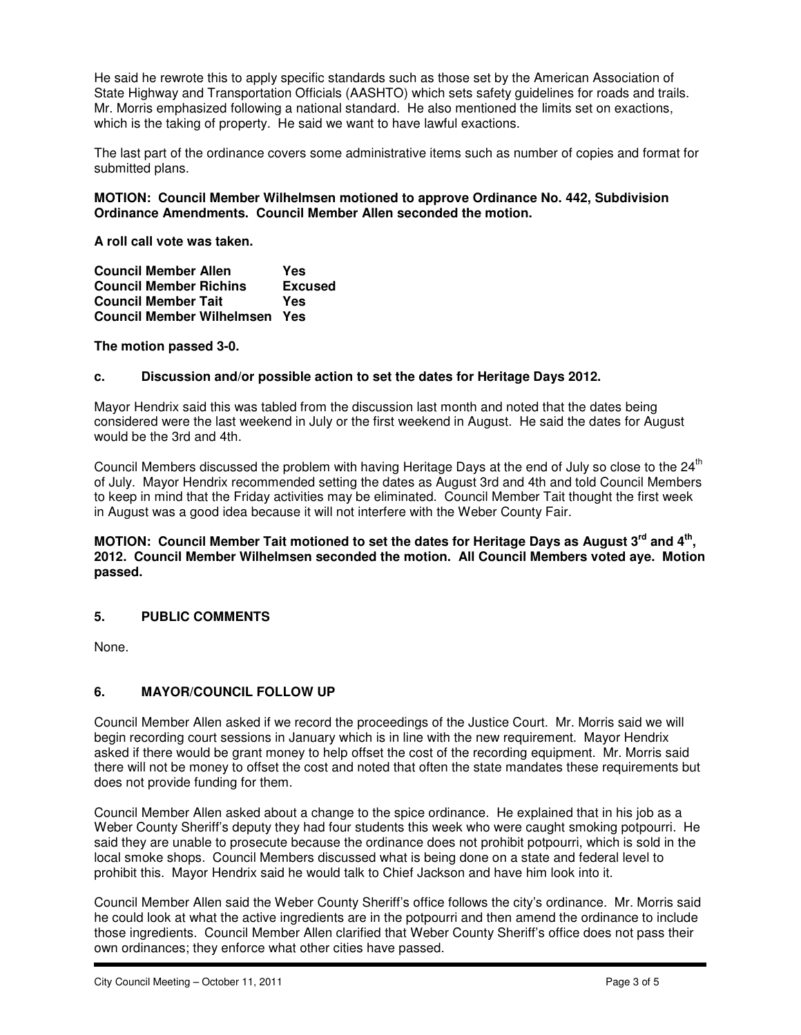He said he rewrote this to apply specific standards such as those set by the American Association of State Highway and Transportation Officials (AASHTO) which sets safety guidelines for roads and trails. Mr. Morris emphasized following a national standard. He also mentioned the limits set on exactions, which is the taking of property. He said we want to have lawful exactions.

The last part of the ordinance covers some administrative items such as number of copies and format for submitted plans.

**MOTION: Council Member Wilhelmsen motioned to approve Ordinance No. 442, Subdivision Ordinance Amendments. Council Member Allen seconded the motion.**

**A roll call vote was taken.**

| | |
|---|---|
| **Council Member Allen** | **Yes** |
| **Council Member Richins** | **Excused** |
| **Council Member Tait** | **Yes** |
| **Council Member Wilhelmsen** | **Yes** |

**The motion passed 3-0.**

### c. Discussion and/or possible action to set the dates for Heritage Days 2012.

Mayor Hendrix said this was tabled from the discussion last month and noted that the dates being considered were the last weekend in July or the first weekend in August. He said the dates for August would be the 3rd and 4th.

Council Members discussed the problem with having Heritage Days at the end of July so close to the 24th of July. Mayor Hendrix recommended setting the dates as August 3rd and 4th and told Council Members to keep in mind that the Friday activities may be eliminated. Council Member Tait thought the first week in August was a good idea because it will not interfere with the Weber County Fair.

**MOTION: Council Member Tait motioned to set the dates for Heritage Days as August 3rd and 4th, 2012. Council Member Wilhelmsen seconded the motion. All Council Members voted aye. Motion passed.**

## 5. PUBLIC COMMENTS

None.

## 6. MAYOR/COUNCIL FOLLOW UP

Council Member Allen asked if we record the proceedings of the Justice Court. Mr. Morris said we will begin recording court sessions in January which is in line with the new requirement. Mayor Hendrix asked if there would be grant money to help offset the cost of the recording equipment. Mr. Morris said there will not be money to offset the cost and noted that often the state mandates these requirements but does not provide funding for them.

Council Member Allen asked about a change to the spice ordinance. He explained that in his job as a Weber County Sheriff's deputy they had four students this week who were caught smoking potpourri. He said they are unable to prosecute because the ordinance does not prohibit potpourri, which is sold in the local smoke shops. Council Members discussed what is being done on a state and federal level to prohibit this. Mayor Hendrix said he would talk to Chief Jackson and have him look into it.

Council Member Allen said the Weber County Sheriff's office follows the city's ordinance. Mr. Morris said he could look at what the active ingredients are in the potpourri and then amend the ordinance to include those ingredients. Council Member Allen clarified that Weber County Sheriff's office does not pass their own ordinances; they enforce what other cities have passed.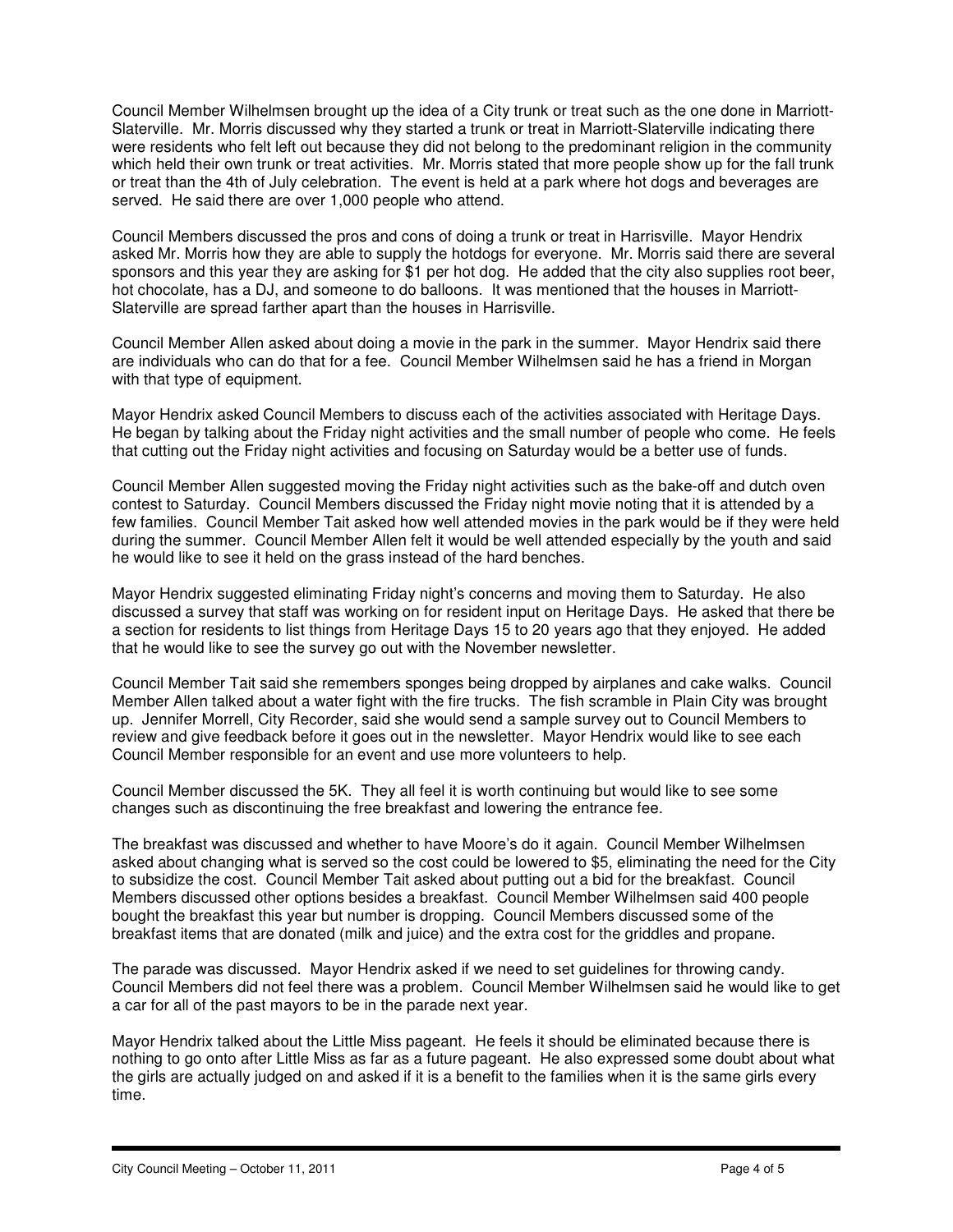Council Member Wilhelmsen brought up the idea of a City trunk or treat such as the one done in Marriott-Slaterville. Mr. Morris discussed why they started a trunk or treat in Marriott-Slaterville indicating there were residents who felt left out because they did not belong to the predominant religion in the community which held their own trunk or treat activities. Mr. Morris stated that more people show up for the fall trunk or treat than the 4th of July celebration. The event is held at a park where hot dogs and beverages are served. He said there are over 1,000 people who attend.

Council Members discussed the pros and cons of doing a trunk or treat in Harrisville. Mayor Hendrix asked Mr. Morris how they are able to supply the hotdogs for everyone. Mr. Morris said there are several sponsors and this year they are asking for $1 per hot dog. He added that the city also supplies root beer, hot chocolate, has a DJ, and someone to do balloons. It was mentioned that the houses in Marriott-Slaterville are spread farther apart than the houses in Harrisville.

Council Member Allen asked about doing a movie in the park in the summer. Mayor Hendrix said there are individuals who can do that for a fee. Council Member Wilhelmsen said he has a friend in Morgan with that type of equipment.

Mayor Hendrix asked Council Members to discuss each of the activities associated with Heritage Days. He began by talking about the Friday night activities and the small number of people who come. He feels that cutting out the Friday night activities and focusing on Saturday would be a better use of funds.

Council Member Allen suggested moving the Friday night activities such as the bake-off and dutch oven contest to Saturday. Council Members discussed the Friday night movie noting that it is attended by a few families. Council Member Tait asked how well attended movies in the park would be if they were held during the summer. Council Member Allen felt it would be well attended especially by the youth and said he would like to see it held on the grass instead of the hard benches.

Mayor Hendrix suggested eliminating Friday night's concerns and moving them to Saturday. He also discussed a survey that staff was working on for resident input on Heritage Days. He asked that there be a section for residents to list things from Heritage Days 15 to 20 years ago that they enjoyed. He added that he would like to see the survey go out with the November newsletter.

Council Member Tait said she remembers sponges being dropped by airplanes and cake walks. Council Member Allen talked about a water fight with the fire trucks. The fish scramble in Plain City was brought up. Jennifer Morrell, City Recorder, said she would send a sample survey out to Council Members to review and give feedback before it goes out in the newsletter. Mayor Hendrix would like to see each Council Member responsible for an event and use more volunteers to help.

Council Member discussed the 5K. They all feel it is worth continuing but would like to see some changes such as discontinuing the free breakfast and lowering the entrance fee.

The breakfast was discussed and whether to have Moore's do it again. Council Member Wilhelmsen asked about changing what is served so the cost could be lowered to $5, eliminating the need for the City to subsidize the cost. Council Member Tait asked about putting out a bid for the breakfast. Council Members discussed other options besides a breakfast. Council Member Wilhelmsen said 400 people bought the breakfast this year but number is dropping. Council Members discussed some of the breakfast items that are donated (milk and juice) and the extra cost for the griddles and propane.

The parade was discussed. Mayor Hendrix asked if we need to set guidelines for throwing candy. Council Members did not feel there was a problem. Council Member Wilhelmsen said he would like to get a car for all of the past mayors to be in the parade next year.

Mayor Hendrix talked about the Little Miss pageant. He feels it should be eliminated because there is nothing to go onto after Little Miss as far as a future pageant. He also expressed some doubt about what the girls are actually judged on and asked if it is a benefit to the families when it is the same girls every time.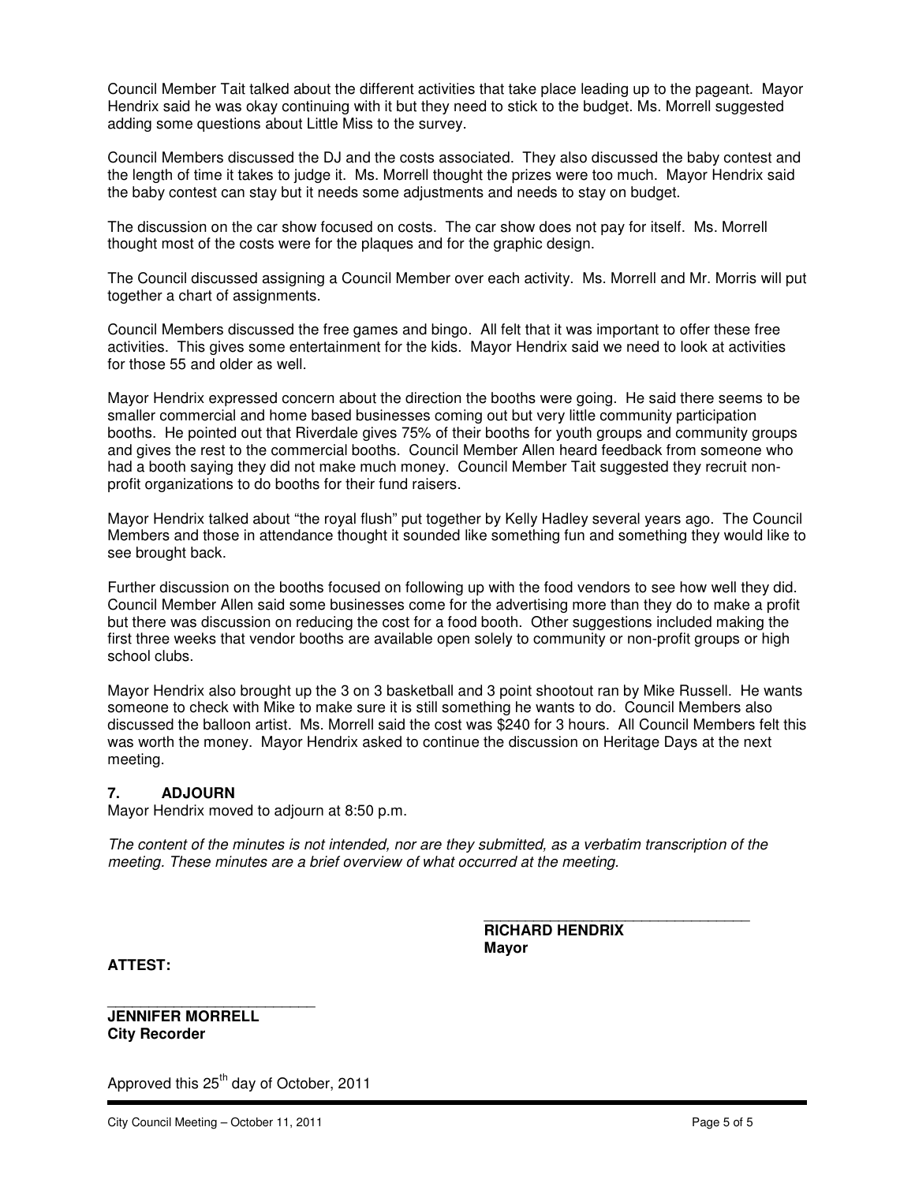Council Member Tait talked about the different activities that take place leading up to the pageant. Mayor Hendrix said he was okay continuing with it but they need to stick to the budget. Ms. Morrell suggested adding some questions about Little Miss to the survey.

Council Members discussed the DJ and the costs associated. They also discussed the baby contest and the length of time it takes to judge it. Ms. Morrell thought the prizes were too much. Mayor Hendrix said the baby contest can stay but it needs some adjustments and needs to stay on budget.

The discussion on the car show focused on costs. The car show does not pay for itself. Ms. Morrell thought most of the costs were for the plaques and for the graphic design.

The Council discussed assigning a Council Member over each activity. Ms. Morrell and Mr. Morris will put together a chart of assignments.

Council Members discussed the free games and bingo. All felt that it was important to offer these free activities. This gives some entertainment for the kids. Mayor Hendrix said we need to look at activities for those 55 and older as well.

Mayor Hendrix expressed concern about the direction the booths were going. He said there seems to be smaller commercial and home based businesses coming out but very little community participation booths. He pointed out that Riverdale gives 75% of their booths for youth groups and community groups and gives the rest to the commercial booths. Council Member Allen heard feedback from someone who had a booth saying they did not make much money. Council Member Tait suggested they recruit non-profit organizations to do booths for their fund raisers.

Mayor Hendrix talked about "the royal flush" put together by Kelly Hadley several years ago. The Council Members and those in attendance thought it sounded like something fun and something they would like to see brought back.

Further discussion on the booths focused on following up with the food vendors to see how well they did. Council Member Allen said some businesses come for the advertising more than they do to make a profit but there was discussion on reducing the cost for a food booth. Other suggestions included making the first three weeks that vendor booths are available open solely to community or non-profit groups or high school clubs.

Mayor Hendrix also brought up the 3 on 3 basketball and 3 point shootout ran by Mike Russell. He wants someone to check with Mike to make sure it is still something he wants to do. Council Members also discussed the balloon artist. Ms. Morrell said the cost was $240 for 3 hours. All Council Members felt this was worth the money. Mayor Hendrix asked to continue the discussion on Heritage Days at the next meeting.

### 7. ADJOURN

Mayor Hendrix moved to adjourn at 8:50 p.m.

*The content of the minutes is not intended, nor are they submitted, as a verbatim transcription of the meeting. These minutes are a brief overview of what occurred at the meeting.*

\_\_\_\_\_\_\_\_\_\_\_\_\_\_\_\_\_\_\_\_\_\_\_\_\_\_\_\_\_\_\_\_
**RICHARD HENDRIX**
**Mayor**

**ATTEST:**

\_\_\_\_\_\_\_\_\_\_\_\_\_\_\_\_\_\_\_\_\_\_\_\_\_\_
**JENNIFER MORRELL**
**City Recorder**

Approved this 25th day of October, 2011